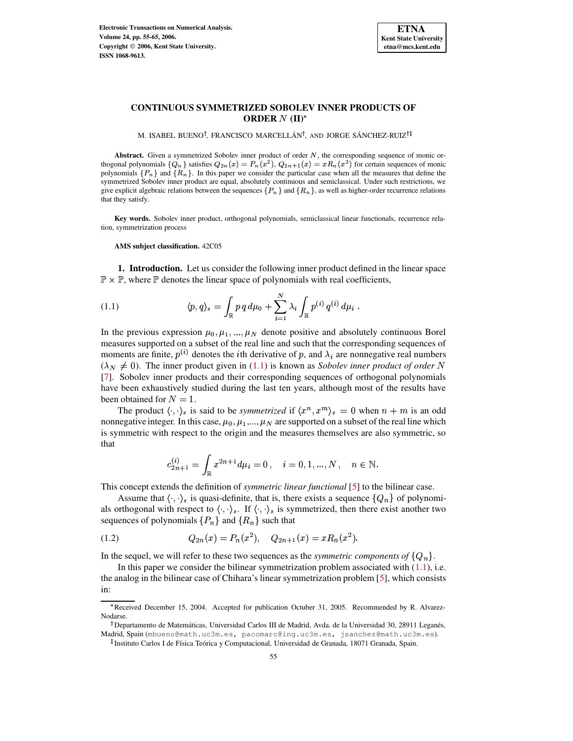# CONTINUOUS SYMMETRIZED SOBOLEV INNER PRODUCTS OF ORDER $N$ (II)*

M. ISABEL BUENO[†], FRANCISCO MARCELLÁN[†], AND JORGE SÁNCHEZ-RUIZ[†‡]

**Abstract.** Given a symmetrized Sobolev inner product of order $N$, the corresponding sequence of monic orthogonal polynomials $\{Q_n\}$ satisfies $Q_{2n}(x) = P_n(x^2)$, $Q_{2n+1}(x) = xR_n(x^2)$ for certain sequences of monic polynomials $\{P_n\}$ and $\{R_n\}$. In this paper we consider the particular case when all the measures that define the symmetrized Sobolev inner product are equal, absolutely continuous and semiclassical. Under such restrictions, we give explicit algebraic relations between the sequences $\{P_n\}$ and $\{R_n\}$, as well as higher-order recurrence relations that they satisfy.

**Key words.** Sobolev inner product, orthogonal polynomials, semiclassical linear functionals, recurrence relation, symmetrization process

**AMS subject classification.** 42C05

**1. Introduction.** Let us consider the following inner product defined in the linear space $\mathbb{P} \times \mathbb{P}$, where $\mathbb{P}$ denotes the linear space of polynomials with real coefficients,

$$\langle p, q \rangle_s = \int_{\mathbb{R}} p\, q\, d\mu_0 + \sum_{i=1}^{N} \lambda_i \int_{\mathbb{R}} p^{(i)}\, q^{(i)}\, d\mu_i \, . \tag{1.1}$$

In the previous expression $\mu_0, \mu_1, ..., \mu_N$ denote positive and absolutely continuous Borel measures supported on a subset of the real line and such that the corresponding sequences of moments are finite, $p^{(i)}$ denotes the $i$th derivative of $p$, and $\lambda_i$ are nonnegative real numbers ($\lambda_N \neq 0$). The inner product given in (1.1) is known as *Sobolev inner product of order N* [7]. Sobolev inner products and their corresponding sequences of orthogonal polynomials have been exhaustively studied during the last ten years, although most of the results have been obtained for $N = 1$.

The product $\langle \cdot, \cdot \rangle_s$ is said to be *symmetrized* if $\langle x^n, x^m \rangle_s = 0$ when $n + m$ is an odd nonnegative integer. In this case, $\mu_0, \mu_1, ..., \mu_N$ are supported on a subset of the real line which is symmetric with respect to the origin and the measures themselves are also symmetric, so that

$$c^{(i)}_{2n+1} = \int_{\mathbb{R}} x^{2n+1} d\mu_i = 0\, , \quad i = 0, 1, ..., N\, , \quad n \in \mathbb{N}.$$

This concept extends the definition of *symmetric linear functional* [5] to the bilinear case.

Assume that $\langle \cdot, \cdot \rangle_s$ is quasi-definite, that is, there exists a sequence $\{Q_n\}$ of polynomials orthogonal with respect to $\langle \cdot, \cdot \rangle_s$. If $\langle \cdot, \cdot \rangle_s$ is symmetrized, then there exist another two sequences of polynomials $\{P_n\}$ and $\{R_n\}$ such that

$$Q_{2n}(x) = P_n(x^2), \quad Q_{2n+1}(x) = xR_n(x^2). \tag{1.2}$$

In the sequel, we will refer to these two sequences as the *symmetric components of* $\{Q_n\}$.

In this paper we consider the bilinear symmetrization problem associated with (1.1), i.e. the analog in the bilinear case of Chihara's linear symmetrization problem [5], which consists in:

---

*Received December 15, 2004. Accepted for publication Octuber 31, 2005. Recommended by R. Alvarez-Nodarse.

[†]Departamento de Matemáticas, Universidad Carlos III de Madrid, Avda. de la Universidad 30, 28911 Leganés, Madrid, Spain (mbueno@math.uc3m.es, pacomarc@ing.uc3m.es, jsanchez@math.uc3m.es).

[‡]Instituto Carlos I de Física Teórica y Computacional, Universidad de Granada, 18071 Granada, Spain.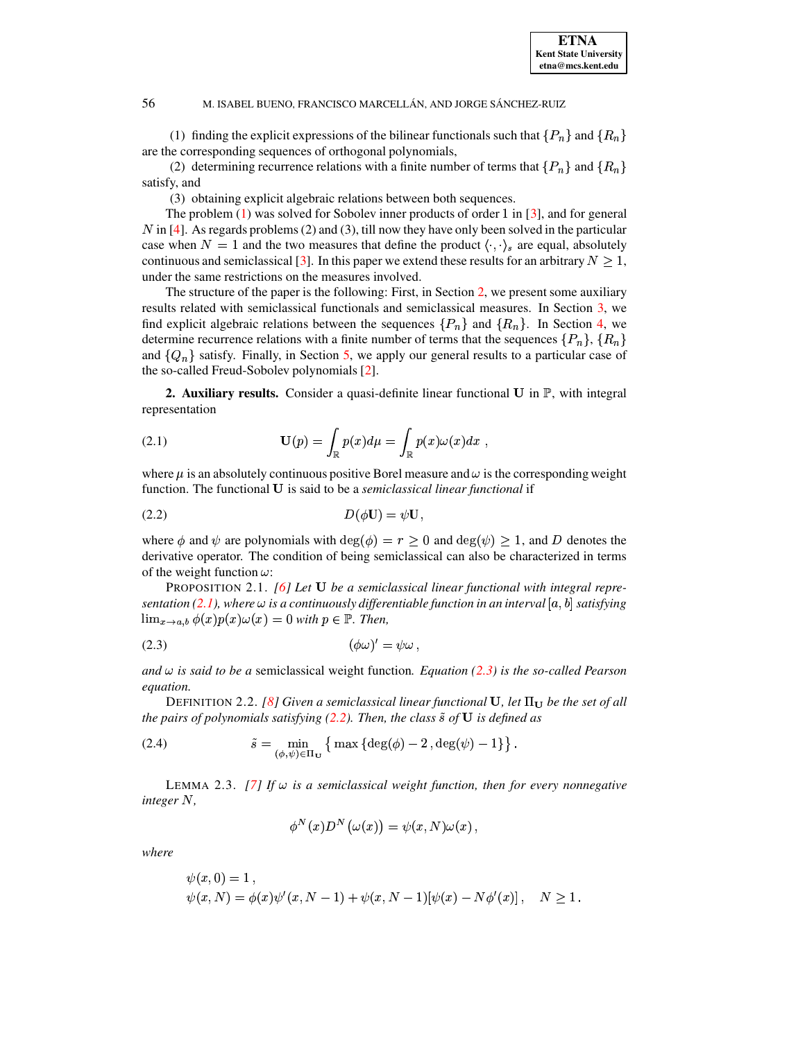(1) finding the explicit expressions of the bilinear functionals such that $\{P_n\}$ and $\{R_n\}$ are the corresponding sequences of orthogonal polynomials,

(2) determining recurrence relations with a finite number of terms that $\{P_n\}$ and $\{R_n\}$ satisfy, and

(3) obtaining explicit algebraic relations between both sequences.

The problem (1) was solved for Sobolev inner products of order 1 in [3], and for general $N$ in [4]. As regards problems (2) and (3), till now they have only been solved in the particular case when $N = 1$ and the two measures that define the product $\langle \cdot, \cdot \rangle_s$ are equal, absolutely continuous and semiclassical [3]. In this paper we extend these results for an arbitrary $N \geq 1$, under the same restrictions on the measures involved.

The structure of the paper is the following: First, in Section 2, we present some auxiliary results related with semiclassical functionals and semiclassical measures. In Section 3, we find explicit algebraic relations between the sequences $\{P_n\}$ and $\{R_n\}$. In Section 4, we determine recurrence relations with a finite number of terms that the sequences $\{P_n\}$, $\{R_n\}$ and $\{Q_n\}$ satisfy. Finally, in Section 5, we apply our general results to a particular case of the so-called Freud-Sobolev polynomials [2].

**2. Auxiliary results.** Consider a quasi-definite linear functional $\mathbf{U}$ in $\mathbb{P}$, with integral representation

$$\mathbf{U}(p) = \int_{\mathbb{R}} p(x) d\mu = \int_{\mathbb{R}} p(x)\omega(x) dx \ , \tag{2.1}$$

where $\mu$ is an absolutely continuous positive Borel measure and $\omega$ is the corresponding weight function. The functional $\mathbf{U}$ is said to be a *semiclassical linear functional* if

$$D(\phi \mathbf{U}) = \psi \mathbf{U}, \tag{2.2}$$

where $\phi$ and $\psi$ are polynomials with $\deg(\phi) = r \geq 0$ and $\deg(\psi) \geq 1$, and $D$ denotes the derivative operator. The condition of being semiclassical can also be characterized in terms of the weight function $\omega$:

PROPOSITION 2.1. *[6] Let $\mathbf{U}$ be a semiclassical linear functional with integral representation (2.1), where $\omega$ is a continuously differentiable function in an interval $[a, b]$ satisfying $\lim_{x \to a,b} \phi(x) p(x) \omega(x) = 0$ with $p \in \mathbb{P}$. Then,*

$$(\phi \omega)' = \psi \omega \, , \tag{2.3}$$

*and $\omega$ is said to be a* semiclassical weight function*. Equation (2.3) is the so-called Pearson equation.*

DEFINITION 2.2. *[8] Given a semiclassical linear functional $\mathbf{U}$, let $\Pi_{\mathbf{U}}$ be the set of all the pairs of polynomials satisfying (2.2). Then, the class $\tilde{s}$ of $\mathbf{U}$ is defined as*

$$\tilde{s} = \min_{(\phi,\psi) \in \Pi_{\mathbf{U}}} \left\{ \max\left\{ \deg(\phi) - 2 \, , \deg(\psi) - 1 \right\} \right\}. \tag{2.4}$$

LEMMA 2.3. *[7] If $\omega$ is a semiclassical weight function, then for every nonnegative integer $N$,*

$$\phi^N(x) D^N\big(\omega(x)\big) = \psi(x, N)\omega(x) \, ,$$

*where*

$$\begin{aligned}
&\psi(x, 0) = 1 \, , \\
&\psi(x, N) = \phi(x)\psi'(x, N-1) + \psi(x, N-1)[\psi(x) - N\phi'(x)] \, , \quad N \geq 1 \, .
\end{aligned}$$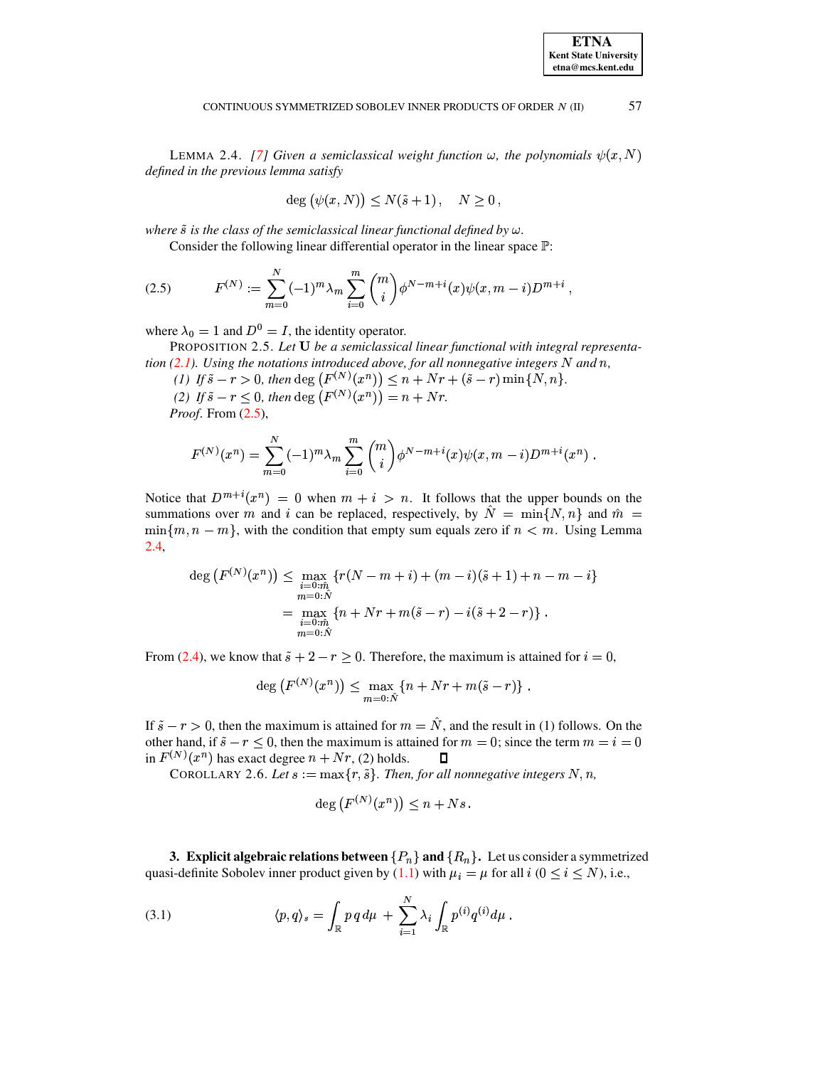LEMMA 2.4. *[7] Given a semiclassical weight function $\omega$, the polynomials $\psi(x,N)$ defined in the previous lemma satisfy*

$$\deg\left(\psi(x,N)\right) \leq N(\tilde{s}+1)\,, \quad N \geq 0\,,$$

*where $\tilde{s}$ is the class of the semiclassical linear functional defined by $\omega$.*

Consider the following linear differential operator in the linear space $\mathbb{P}$:

$$F^{(N)} := \sum_{m=0}^{N} (-1)^m \lambda_m \sum_{i=0}^{m} \binom{m}{i} \phi^{N-m+i}(x)\psi(x,m-i)D^{m+i}\,, \tag{2.5}$$

where $\lambda_0 = 1$ and $D^0 = I$, the identity operator.

PROPOSITION 2.5. *Let $\mathbf{U}$ be a semiclassical linear functional with integral representation (2.1). Using the notations introduced above, for all nonnegative integers $N$ and $n$,*

*(1) If $\tilde{s} - r > 0$, then $\deg\left(F^{(N)}(x^n)\right) \leq n + Nr + (\tilde{s}-r)\min\{N,n\}$.*

*(2) If $\tilde{s} - r \leq 0$, then $\deg\left(F^{(N)}(x^n)\right) = n + Nr$.*

*Proof*. From (2.5),

$$F^{(N)}(x^n) = \sum_{m=0}^{N} (-1)^m \lambda_m \sum_{i=0}^{m} \binom{m}{i} \phi^{N-m+i}(x)\psi(x,m-i)D^{m+i}(x^n)\,.$$

Notice that $D^{m+i}(x^n) = 0$ when $m+i > n$. It follows that the upper bounds on the summations over $m$ and $i$ can be replaced, respectively, by $\hat{N} = \min\{N,n\}$ and $\hat{m} = \min\{m, n-m\}$, with the condition that empty sum equals zero if $n < m$. Using Lemma 2.4,

$$\begin{aligned}
\deg\left(F^{(N)}(x^n)\right) &\leq \max_{\substack{i=0:\hat{m} \\ m=0:\hat{N}}} \{r(N-m+i) + (m-i)(\tilde{s}+1) + n - m - i\} \\
&= \max_{\substack{i=0:\hat{m} \\ m=0:\hat{N}}} \{n + Nr + m(\tilde{s}-r) - i(\tilde{s}+2-r)\}\,.
\end{aligned}$$

From (2.4), we know that $\tilde{s} + 2 - r \geq 0$. Therefore, the maximum is attained for $i = 0$,

$$\deg\left(F^{(N)}(x^n)\right) \leq \max_{m=0:\hat{N}} \{n + Nr + m(\tilde{s}-r)\}\,.$$

If $\tilde{s} - r > 0$, then the maximum is attained for $m = \hat{N}$, and the result in (1) follows. On the other hand, if $\tilde{s} - r \leq 0$, then the maximum is attained for $m = 0$; since the term $m = i = 0$ in $F^{(N)}(x^n)$ has exact degree $n + Nr$, (2) holds. ◻

COROLLARY 2.6. *Let $s := \max\{r, \tilde{s}\}$. Then, for all nonnegative integers $N, n$,*

$$\deg\left(F^{(N)}(x^n)\right) \leq n + Ns\,.$$

## 3. Explicit algebraic relations between $\{P_n\}$ and $\{R_n\}$.

Let us consider a symmetrized quasi-definite Sobolev inner product given by (1.1) with $\mu_i = \mu$ for all $i$ ($0 \leq i \leq N$), i.e.,

$$\langle p, q\rangle_s = \int_{\mathbb{R}} p\,q\,d\mu \;+\; \sum_{i=1}^{N} \lambda_i \int_{\mathbb{R}} p^{(i)}q^{(i)}d\mu\,. \tag{3.1}$$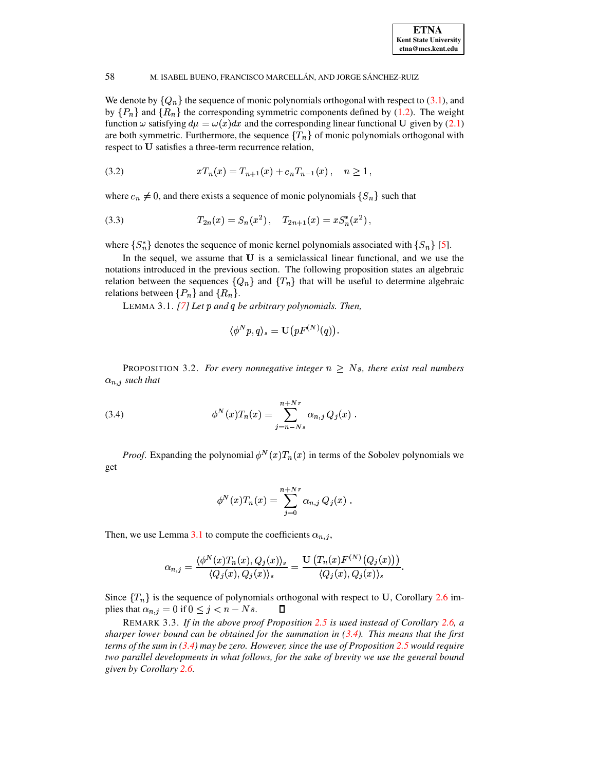We denote by $\{Q_n\}$ the sequence of monic polynomials orthogonal with respect to (3.1), and by $\{P_n\}$ and $\{R_n\}$ the corresponding symmetric components defined by (1.2). The weight function $\omega$ satisfying $d\mu = \omega(x)dx$ and the corresponding linear functional $\mathbf{U}$ given by (2.1) are both symmetric. Furthermore, the sequence $\{T_n\}$ of monic polynomials orthogonal with respect to $\mathbf{U}$ satisfies a three-term recurrence relation,

$$xT_n(x) = T_{n+1}(x) + c_n T_{n-1}(x)\,, \quad n \geq 1\,, \tag{3.2}$$

where $c_n \neq 0$, and there exists a sequence of monic polynomials $\{S_n\}$ such that

$$T_{2n}(x) = S_n(x^2)\,, \quad T_{2n+1}(x) = xS_n^*(x^2)\,, \tag{3.3}$$

where $\{S_n^*\}$ denotes the sequence of monic kernel polynomials associated with $\{S_n\}$ [5].

In the sequel, we assume that $\mathbf{U}$ is a semiclassical linear functional, and we use the notations introduced in the previous section. The following proposition states an algebraic relation between the sequences $\{Q_n\}$ and $\{T_n\}$ that will be useful to determine algebraic relations between $\{P_n\}$ and $\{R_n\}$.

LEMMA 3.1. *[7] Let $p$ and $q$ be arbitrary polynomials. Then,*

$$\langle \phi^N p, q\rangle_s = \mathbf{U}\big(pF^{(N)}(q)\big).$$

PROPOSITION 3.2. *For every nonnegative integer $n \geq Ns$, there exist real numbers $\alpha_{n,j}$ such that*

$$\phi^N(x)T_n(x) = \sum_{j=n-Ns}^{n+Nr} \alpha_{n,j}\, Q_j(x)\,. \tag{3.4}$$

*Proof.* Expanding the polynomial $\phi^N(x)T_n(x)$ in terms of the Sobolev polynomials we get

$$\phi^N(x)T_n(x) = \sum_{j=0}^{n+Nr} \alpha_{n,j}\, Q_j(x)\,.$$

Then, we use Lemma 3.1 to compute the coefficients $\alpha_{n,j}$,

$$\alpha_{n,j} = \frac{\langle \phi^N(x)T_n(x), Q_j(x)\rangle_s}{\langle Q_j(x), Q_j(x)\rangle_s} = \frac{\mathbf{U}\left(T_n(x)F^{(N)}\left(Q_j(x)\right)\right)}{\langle Q_j(x), Q_j(x)\rangle_s}.$$

Since $\{T_n\}$ is the sequence of polynomials orthogonal with respect to $\mathbf{U}$, Corollary 2.6 implies that $\alpha_{n,j} = 0$ if $0 \leq j < n - Ns$. $\square$

REMARK 3.3. *If in the above proof Proposition 2.5 is used instead of Corollary 2.6, a sharper lower bound can be obtained for the summation in (3.4). This means that the first terms of the sum in (3.4) may be zero. However, since the use of Proposition 2.5 would require two parallel developments in what follows, for the sake of brevity we use the general bound given by Corollary 2.6.*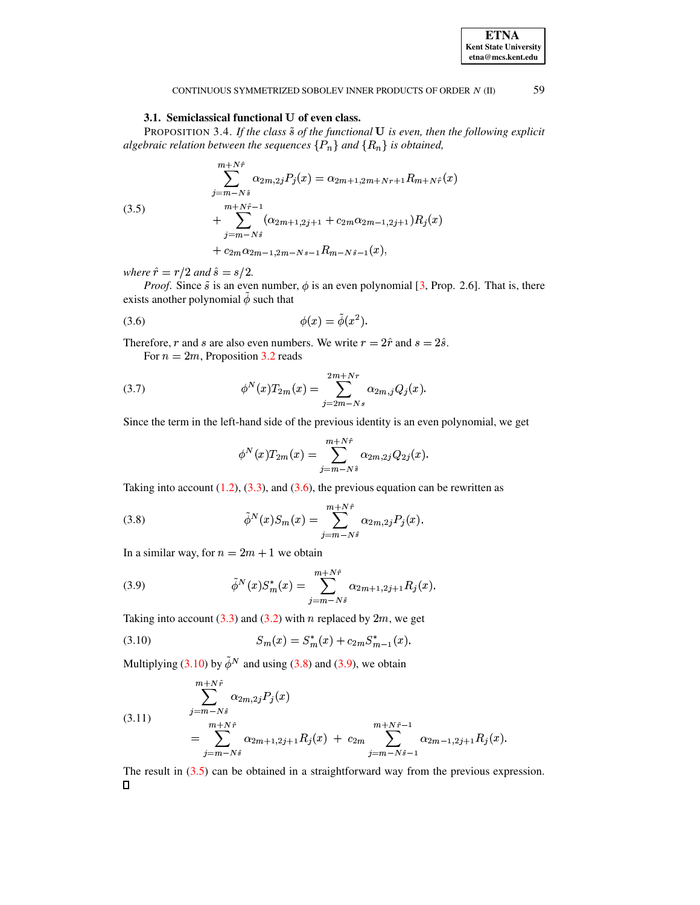### 3.1. Semiclassical functional $\mathbf{U}$ of even class.

PROPOSITION 3.4. *If the class $\tilde{s}$ of the functional $\mathbf{U}$ is even, then the following explicit algebraic relation between the sequences $\{P_n\}$ and $\{R_n\}$ is obtained,*

$$
\begin{aligned}
\sum_{j=m-N\hat{s}}^{m+N\hat{r}} \alpha_{2m,2j} P_j(x) &= \alpha_{2m+1,2m+Nr+1} R_{m+N\hat{r}}(x) \\
&+ \sum_{j=m-N\hat{s}}^{m+N\hat{r}-1} (\alpha_{2m+1,2j+1} + c_{2m}\alpha_{2m-1,2j+1}) R_j(x) \\
&+ c_{2m}\alpha_{2m-1,2m-Ns-1} R_{m-N\hat{s}-1}(x),
\end{aligned}
\tag{3.5}
$$

*where $\hat{r} = r/2$ and $\hat{s} = s/2$.*

*Proof.* Since $\tilde{s}$ is an even number, $\phi$ is an even polynomial [3, Prop. 2.6]. That is, there exists another polynomial $\tilde{\phi}$ such that

$$
\phi(x) = \tilde{\phi}(x^2). \tag{3.6}
$$

Therefore, $r$ and $s$ are also even numbers. We write $r = 2\hat{r}$ and $s = 2\hat{s}$.

For $n = 2m$, Proposition 3.2 reads

$$
\phi^N(x) T_{2m}(x) = \sum_{j=2m-Ns}^{2m+Nr} \alpha_{2m,j} Q_j(x). \tag{3.7}
$$

Since the term in the left-hand side of the previous identity is an even polynomial, we get

$$
\phi^N(x) T_{2m}(x) = \sum_{j=m-N\hat{s}}^{m+N\hat{r}} \alpha_{2m,2j} Q_{2j}(x).
$$

Taking into account (1.2), (3.3), and (3.6), the previous equation can be rewritten as

$$
\tilde{\phi}^N(x) S_m(x) = \sum_{j=m-N\hat{s}}^{m+N\hat{r}} \alpha_{2m,2j} P_j(x). \tag{3.8}
$$

In a similar way, for $n = 2m+1$ we obtain

$$
\tilde{\phi}^N(x) S^*_m(x) = \sum_{j=m-N\hat{s}}^{m+N\hat{r}} \alpha_{2m+1,2j+1} R_j(x). \tag{3.9}
$$

Taking into account (3.3) and (3.2) with $n$ replaced by $2m$, we get

$$
S_m(x) = S^*_m(x) + c_{2m} S^*_{m-1}(x). \tag{3.10}
$$

Multiplying (3.10) by $\tilde{\phi}^N$ and using (3.8) and (3.9), we obtain

$$
\begin{aligned}
&\sum_{j=m-N\hat{s}}^{m+N\hat{r}} \alpha_{2m,2j} P_j(x) \\
&= \sum_{j=m-N\hat{s}}^{m+N\hat{r}} \alpha_{2m+1,2j+1} R_j(x) \; + \; c_{2m} \sum_{j=m-N\hat{s}-1}^{m+N\hat{r}-1} \alpha_{2m-1,2j+1} R_j(x).
\end{aligned}
\tag{3.11}
$$

The result in (3.5) can be obtained in a straightforward way from the previous expression. ☐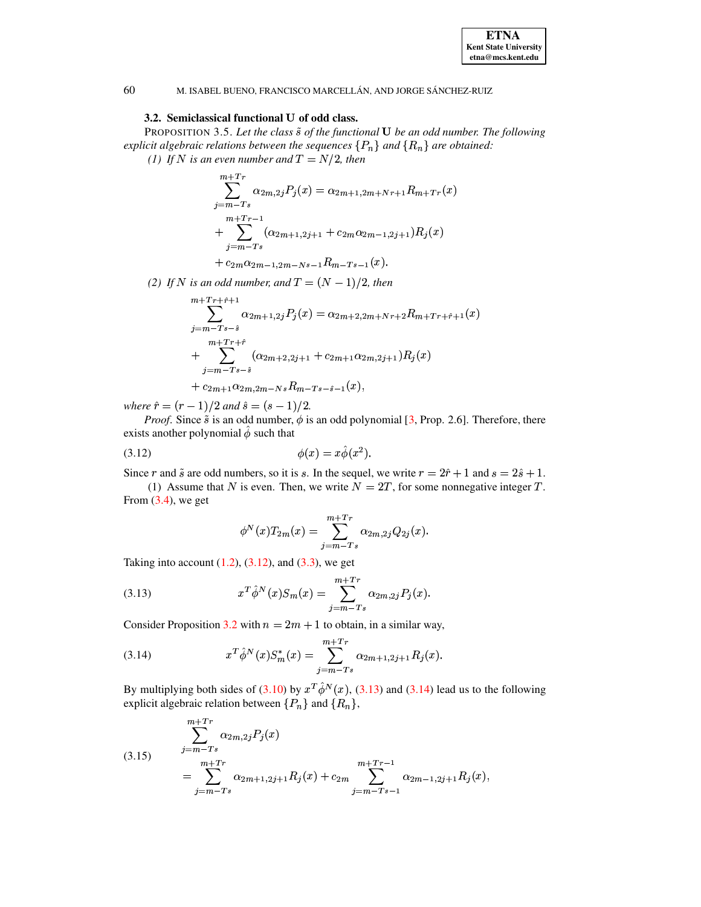### 3.2. Semiclassical functional U of odd class.

PROPOSITION 3.5. *Let the class $\tilde{s}$ of the functional* $\mathbf{U}$ *be an odd number. The following explicit algebraic relations between the sequences $\{P_n\}$ and $\{R_n\}$ are obtained:*

*(1) If $N$ is an even number and $T = N/2$, then*

$$\sum_{j=m-Ts}^{m+Tr} \alpha_{2m,2j} P_j(x) = \alpha_{2m+1,2m+Nr+1} R_{m+Tr}(x) + \sum_{j=m-Ts}^{m+Tr-1} (\alpha_{2m+1,2j+1} + c_{2m}\alpha_{2m-1,2j+1}) R_j(x) + c_{2m}\alpha_{2m-1,2m-Ns-1} R_{m-Ts-1}(x).$$

*(2) If $N$ is an odd number, and $T = (N-1)/2$, then*

$$\sum_{j=m-Ts-\hat{s}}^{m+Tr+\hat{r}+1} \alpha_{2m+1,2j} P_j(x) = \alpha_{2m+2,2m+Nr+2} R_{m+Tr+\hat{r}+1}(x) + \sum_{j=m-Ts-\hat{s}}^{m+Tr+\hat{r}} (\alpha_{2m+2,2j+1} + c_{2m+1}\alpha_{2m,2j+1}) R_j(x) + c_{2m+1}\alpha_{2m,2m-Ns} R_{m-Ts-\hat{s}-1}(x),$$

*where $\hat{r} = (r-1)/2$ and $\hat{s} = (s-1)/2$.*

*Proof*. Since $\tilde{s}$ is an odd number, $\phi$ is an odd polynomial [3, Prop. 2.6]. Therefore, there exists another polynomial $\hat{\phi}$ such that

$$\phi(x) = x\hat{\phi}(x^2). \tag{3.12}$$

Since $r$ and $\tilde{s}$ are odd numbers, so it is $s$. In the sequel, we write $r = 2\hat{r}+1$ and $s = 2\hat{s}+1$.

(1) Assume that $N$ is even. Then, we write $N = 2T$, for some nonnegative integer $T$. From (3.4), we get

$$\phi^N(x) T_{2m}(x) = \sum_{j=m-Ts}^{m+Tr} \alpha_{2m,2j} Q_{2j}(x).$$

Taking into account (1.2), (3.12), and (3.3), we get

$$x^T \hat{\phi}^N(x) S_m(x) = \sum_{j=m-Ts}^{m+Tr} \alpha_{2m,2j} P_j(x). \tag{3.13}$$

Consider Proposition 3.2 with $n = 2m+1$ to obtain, in a similar way,

$$x^T \hat{\phi}^N(x) S_m^*(x) = \sum_{j=m-Ts}^{m+Tr} \alpha_{2m+1,2j+1} R_j(x). \tag{3.14}$$

By multiplying both sides of (3.10) by $x^T\hat{\phi}^N(x)$, (3.13) and (3.14) lead us to the following explicit algebraic relation between $\{P_n\}$ and $\{R_n\}$,

$$\sum_{j=m-Ts}^{m+Tr} \alpha_{2m,2j} P_j(x) = \sum_{j=m-Ts}^{m+Tr} \alpha_{2m+1,2j+1} R_j(x) + c_{2m} \sum_{j=m-Ts-1}^{m+Tr-1} \alpha_{2m-1,2j+1} R_j(x), \tag{3.15}$$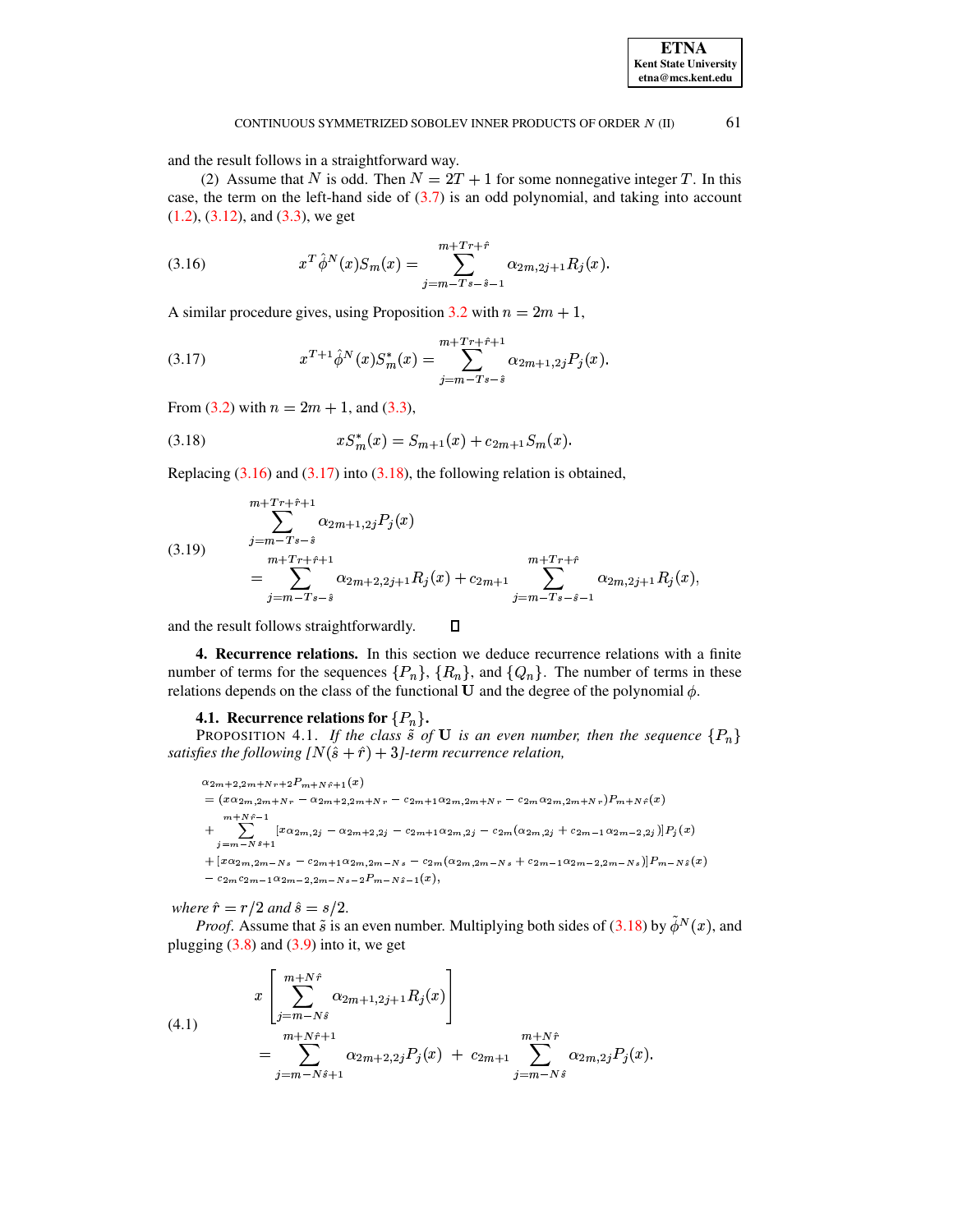and the result follows in a straightforward way.

(2) Assume that $N$ is odd. Then $N = 2T + 1$ for some nonnegative integer $T$. In this case, the term on the left-hand side of (3.7) is an odd polynomial, and taking into account (1.2), (3.12), and (3.3), we get

$$x^T \hat{\phi}^N(x) S_m(x) = \sum_{j=m-Ts-\hat{s}-1}^{m+Tr+\hat{r}} \alpha_{2m,2j+1} R_j(x). \tag{3.16}$$

A similar procedure gives, using Proposition 3.2 with $n = 2m + 1$,

$$x^{T+1} \hat{\phi}^N(x) S_m^*(x) = \sum_{j=m-Ts-\hat{s}}^{m+Tr+\hat{r}+1} \alpha_{2m+1,2j} P_j(x). \tag{3.17}$$

From (3.2) with $n = 2m + 1$, and (3.3),

$$x S_m^*(x) = S_{m+1}(x) + c_{2m+1} S_m(x). \tag{3.18}$$

Replacing (3.16) and (3.17) into (3.18), the following relation is obtained,

$$\begin{aligned} &\sum_{j=m-Ts-\hat{s}}^{m+Tr+\hat{r}+1} \alpha_{2m+1,2j} P_j(x) \\ &= \sum_{j=m-Ts-\hat{s}}^{m+Tr+\hat{r}+1} \alpha_{2m+2,2j+1} R_j(x) + c_{2m+1} \sum_{j=m-Ts-\hat{s}-1}^{m+Tr+\hat{r}} \alpha_{2m,2j+1} R_j(x), \end{aligned} \tag{3.19}$$

and the result follows straightforwardly. $\square$

**4. Recurrence relations.** In this section we deduce recurrence relations with a finite number of terms for the sequences $\{P_n\}$, $\{R_n\}$, and $\{Q_n\}$. The number of terms in these relations depends on the class of the functional $\mathbf{U}$ and the degree of the polynomial $\phi$.

**4.1. Recurrence relations for $\{P_n\}$.**

PROPOSITION 4.1. *If the class $\tilde{s}$ of $\mathbf{U}$ is an even number, then the sequence $\{P_n\}$ satisfies the following $[N(\hat{s} + \hat{r}) + 3]$-term recurrence relation,*

$$\begin{aligned} &\alpha_{2m+2,2m+Nr+2} P_{m+N\hat{r}+1}(x) \\ &= (x\alpha_{2m,2m+Nr} - \alpha_{2m+2,2m+Nr} - c_{2m+1}\alpha_{2m,2m+Nr} - c_{2m}\alpha_{2m,2m+Nr}) P_{m+N\hat{r}}(x) \\ &+ \sum_{j=m-N\hat{s}+1}^{m+N\hat{r}-1} [x\alpha_{2m,2j} - \alpha_{2m+2,2j} - c_{2m+1}\alpha_{2m,2j} - c_{2m}(\alpha_{2m,2j} + c_{2m-1}\alpha_{2m-2,2j})] P_j(x) \\ &+ [x\alpha_{2m,2m-Ns} - c_{2m+1}\alpha_{2m,2m-Ns} - c_{2m}(\alpha_{2m,2m-Ns} + c_{2m-1}\alpha_{2m-2,2m-Ns})] P_{m-N\hat{s}}(x) \\ &- c_{2m}c_{2m-1}\alpha_{2m-2,2m-Ns-2} P_{m-N\hat{s}-1}(x), \end{aligned}$$

*where $\hat{r} = r/2$ and $\hat{s} = s/2$.*

*Proof.* Assume that $\tilde{s}$ is an even number. Multiplying both sides of (3.18) by $\tilde{\phi}^N(x)$, and plugging (3.8) and (3.9) into it, we get

$$\begin{aligned} &x \left[ \sum_{j=m-N\hat{s}}^{m+N\hat{r}} \alpha_{2m+1,2j+1} R_j(x) \right] \\ &= \sum_{j=m-N\hat{s}+1}^{m+N\hat{r}+1} \alpha_{2m+2,2j} P_j(x) \ + \ c_{2m+1} \sum_{j=m-N\hat{s}}^{m+N\hat{r}} \alpha_{2m,2j} P_j(x). \end{aligned} \tag{4.1}$$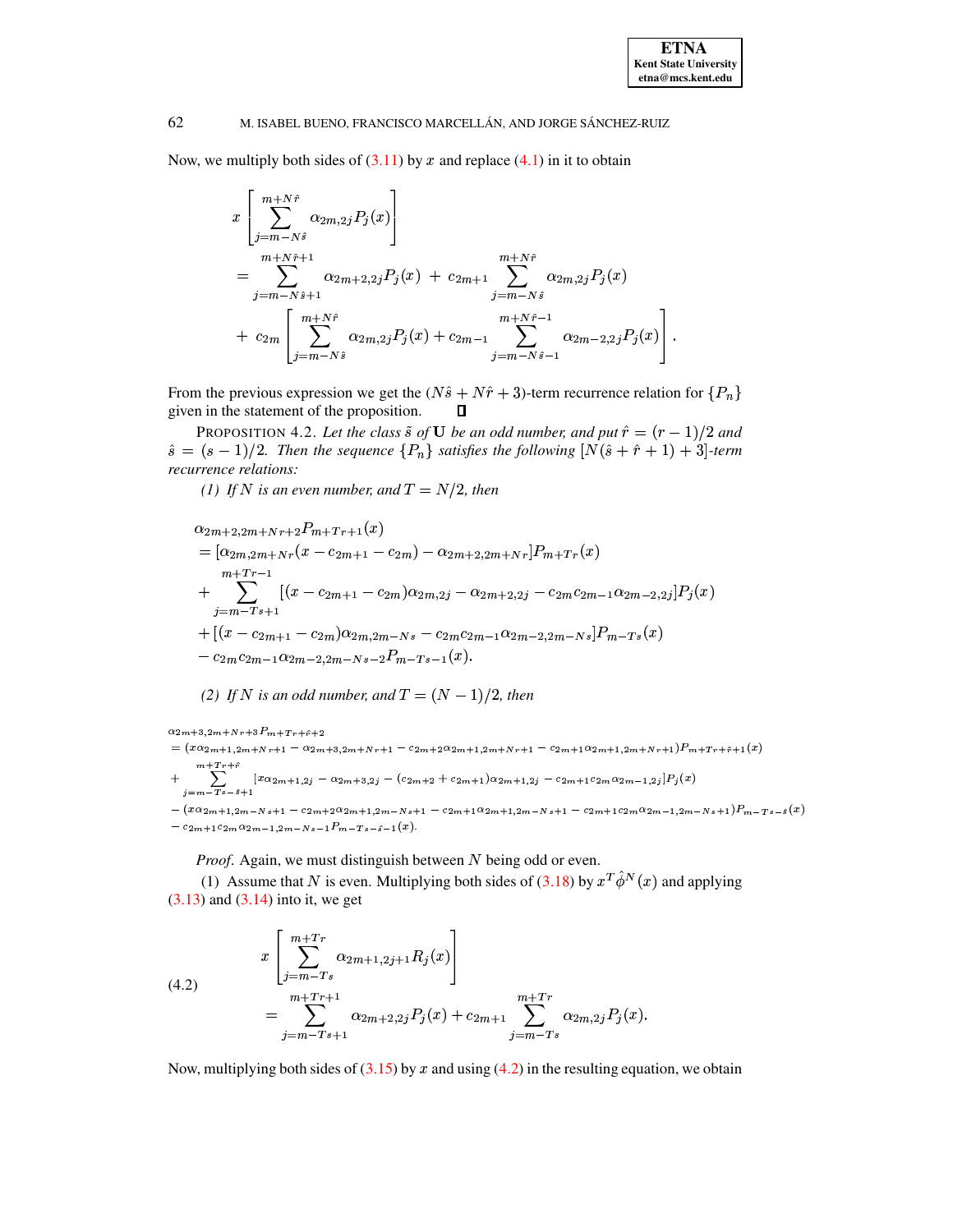Now, we multiply both sides of (3.11) by $x$ and replace (4.1) in it to obtain

$$
\begin{aligned}
& x\left[\sum_{j=m-N\hat{s}}^{m+N\hat{r}} \alpha_{2m,2j} P_j(x)\right] \\
& = \sum_{j=m-N\hat{s}+1}^{m+N\hat{r}+1} \alpha_{2m+2,2j} P_j(x) \;+\; c_{2m+1} \sum_{j=m-N\hat{s}}^{m+N\hat{r}} \alpha_{2m,2j} P_j(x) \\
& \;+\; c_{2m}\left[\sum_{j=m-N\hat{s}}^{m+N\hat{r}} \alpha_{2m,2j} P_j(x) + c_{2m-1} \sum_{j=m-N\hat{s}-1}^{m+N\hat{r}-1} \alpha_{2m-2,2j} P_j(x)\right].
\end{aligned}
$$

From the previous expression we get the $(N\hat{s}+N\hat{r}+3)$-term recurrence relation for $\{P_n\}$ given in the statement of the proposition. ∎

PROPOSITION 4.2. *Let the class $\tilde{s}$ of $\mathbf{U}$ be an odd number, and put $\hat{r}=(r-1)/2$ and $\hat{s}=(s-1)/2$. Then the sequence $\{P_n\}$ satisfies the following $[N(\hat{s}+\hat{r}+1)+3]$-term recurrence relations:*

*(1) If $N$ is an even number, and $T=N/2$, then*

$$
\begin{aligned}
& \alpha_{2m+2,2m+Nr+2} P_{m+Tr+1}(x) \\
& = [\alpha_{2m,2m+Nr}(x-c_{2m+1}-c_{2m}) - \alpha_{2m+2,2m+Nr}] P_{m+Tr}(x) \\
& + \sum_{j=m-Ts+1}^{m+Tr-1} [(x-c_{2m+1}-c_{2m})\alpha_{2m,2j} - \alpha_{2m+2,2j} - c_{2m}c_{2m-1}\alpha_{2m-2,2j}] P_j(x) \\
& + [(x-c_{2m+1}-c_{2m})\alpha_{2m,2m-Ns} - c_{2m}c_{2m-1}\alpha_{2m-2,2m-Ns}] P_{m-Ts}(x) \\
& - c_{2m}c_{2m-1}\alpha_{2m-2,2m-Ns-2} P_{m-Ts-1}(x).
\end{aligned}
$$

*(2) If $N$ is an odd number, and $T=(N-1)/2$, then*

$$
\begin{aligned}
& \alpha_{2m+3,2m+Nr+3} P_{m+Tr+\hat{r}+2} \\
& = (x\alpha_{2m+1,2m+Nr+1} - \alpha_{2m+3,2m+Nr+1} - c_{2m+2}\alpha_{2m+1,2m+Nr+1} - c_{2m+1}\alpha_{2m+1,2m+Nr+1}) P_{m+Tr+\hat{r}+1}(x) \\
& + \sum_{j=m-Ts-\hat{s}+1}^{m+Tr+\hat{r}} [x\alpha_{2m+1,2j} - \alpha_{2m+3,2j} - (c_{2m+2}+c_{2m+1})\alpha_{2m+1,2j} - c_{2m+1}c_{2m}\alpha_{2m-1,2j}] P_j(x) \\
& - (x\alpha_{2m+1,2m-Ns+1} - c_{2m+2}\alpha_{2m+1,2m-Ns+1} - c_{2m+1}\alpha_{2m+1,2m-Ns+1} - c_{2m+1}c_{2m}\alpha_{2m-1,2m-Ns+1}) P_{m-Ts-\hat{s}}(x) \\
& - c_{2m+1}c_{2m}\alpha_{2m-1,2m-Ns-1} P_{m-Ts-\hat{s}-1}(x).
\end{aligned}
$$

*Proof.* Again, we must distinguish between $N$ being odd or even.

(1) Assume that $N$ is even. Multiplying both sides of (3.18) by $x^T\hat{\phi}^N(x)$ and applying (3.13) and (3.14) into it, we get

$$
\begin{aligned}
& x\left[\sum_{j=m-Ts}^{m+Tr} \alpha_{2m+1,2j+1} R_j(x)\right] \\
& = \sum_{j=m-Ts+1}^{m+Tr+1} \alpha_{2m+2,2j} P_j(x) + c_{2m+1} \sum_{j=m-Ts}^{m+Tr} \alpha_{2m,2j} P_j(x).
\end{aligned} \tag{4.2}
$$

Now, multiplying both sides of (3.15) by $x$ and using (4.2) in the resulting equation, we obtain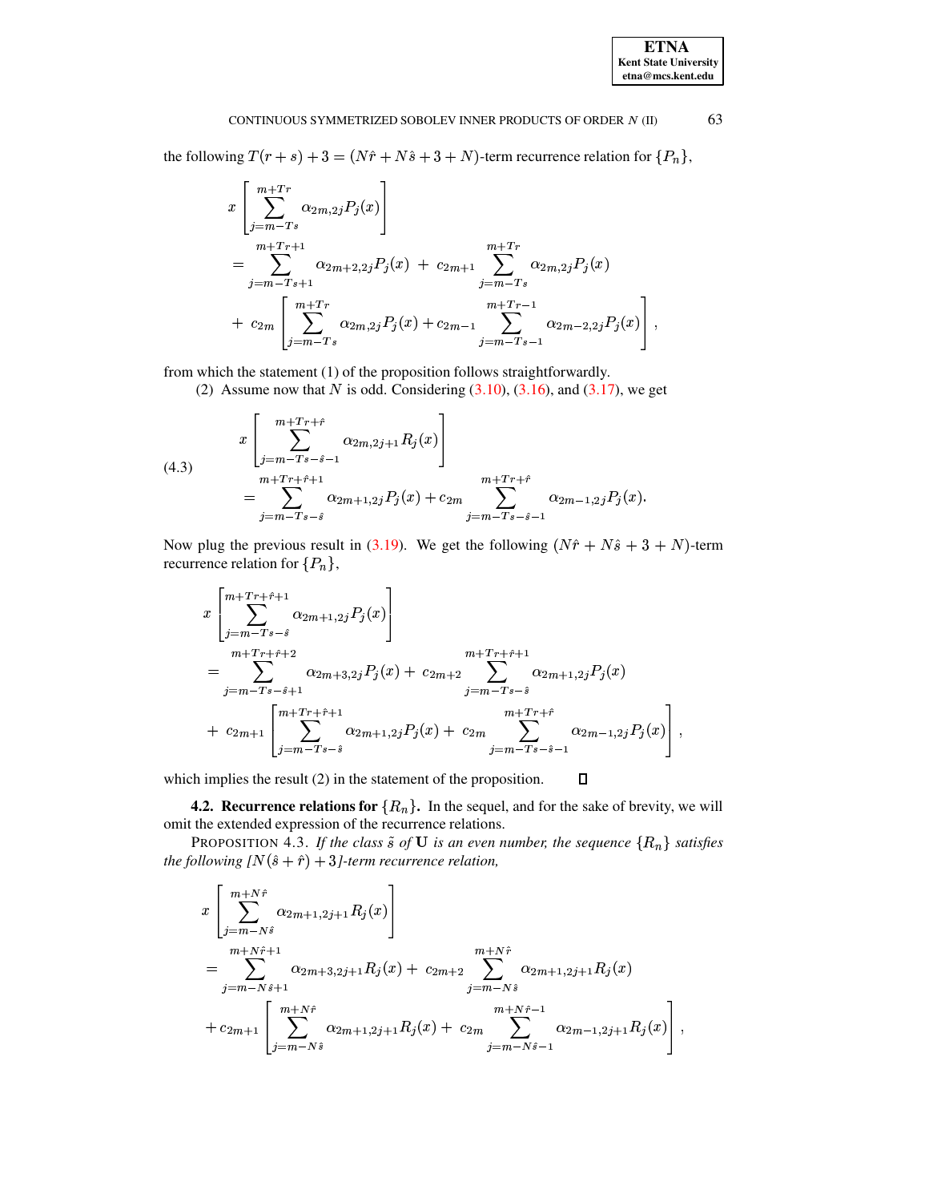the following $T(r+s)+3 = (N\hat{r}+N\hat{s}+3+N)$-term recurrence relation for $\{P_n\}$,

$$
\begin{aligned}
& x\left[\sum_{j=m-Ts}^{m+Tr} \alpha_{2m,2j} P_j(x)\right] \\
& = \sum_{j=m-Ts+1}^{m+Tr+1} \alpha_{2m+2,2j} P_j(x) \;+\; c_{2m+1} \sum_{j=m-Ts}^{m+Tr} \alpha_{2m,2j} P_j(x) \\
& \;+\; c_{2m}\left[\sum_{j=m-Ts}^{m+Tr} \alpha_{2m,2j} P_j(x) + c_{2m-1} \sum_{j=m-Ts-1}^{m+Tr-1} \alpha_{2m-2,2j} P_j(x)\right],
\end{aligned}
$$

from which the statement (1) of the proposition follows straightforwardly.

(2) Assume now that $N$ is odd. Considering (3.10), (3.16), and (3.17), we get

$$
\begin{aligned}
& x\left[\sum_{j=m-Ts-\hat{s}-1}^{m+Tr+\hat{r}} \alpha_{2m,2j+1} R_j(x)\right] \\
& = \sum_{j=m-Ts-\hat{s}}^{m+Tr+\hat{r}+1} \alpha_{2m+1,2j} P_j(x) + c_{2m} \sum_{j=m-Ts-\hat{s}-1}^{m+Tr+\hat{r}} \alpha_{2m-1,2j} P_j(x).
\end{aligned}
\tag{4.3}
$$

Now plug the previous result in (3.19). We get the following $(N\hat{r}+N\hat{s}+3+N)$-term recurrence relation for $\{P_n\}$,

$$
\begin{aligned}
& x\left[\sum_{j=m-Ts-\hat{s}}^{m+Tr+\hat{r}+1} \alpha_{2m+1,2j} P_j(x)\right] \\
& = \sum_{j=m-Ts-\hat{s}+1}^{m+Tr+\hat{r}+2} \alpha_{2m+3,2j} P_j(x) +\; c_{2m+2} \sum_{j=m-Ts-\hat{s}}^{m+Tr+\hat{r}+1} \alpha_{2m+1,2j} P_j(x) \\
& \;+\; c_{2m+1}\left[\sum_{j=m-Ts-\hat{s}}^{m+Tr+\hat{r}+1} \alpha_{2m+1,2j} P_j(x) +\; c_{2m} \sum_{j=m-Ts-\hat{s}-1}^{m+Tr+\hat{r}} \alpha_{2m-1,2j} P_j(x)\right],
\end{aligned}
$$

which implies the result (2) in the statement of the proposition. ☐

**4.2. Recurrence relations for $\{R_n\}$.** In the sequel, and for the sake of brevity, we will omit the extended expression of the recurrence relations.

PROPOSITION 4.3. *If the class $\tilde{s}$ of $\mathbf{U}$ is an even number, the sequence $\{R_n\}$ satisfies the following $[N(\hat{s}+\hat{r})+3]$-term recurrence relation,*

$$
\begin{aligned}
& x\left[\sum_{j=m-N\hat{s}}^{m+N\hat{r}} \alpha_{2m+1,2j+1} R_j(x)\right] \\
& = \sum_{j=m-N\hat{s}+1}^{m+N\hat{r}+1} \alpha_{2m+3,2j+1} R_j(x) +\; c_{2m+2} \sum_{j=m-N\hat{s}}^{m+N\hat{r}} \alpha_{2m+1,2j+1} R_j(x) \\
& + c_{2m+1}\left[\sum_{j=m-N\hat{s}}^{m+N\hat{r}} \alpha_{2m+1,2j+1} R_j(x) +\; c_{2m} \sum_{j=m-N\hat{s}-1}^{m+N\hat{r}-1} \alpha_{2m-1,2j+1} R_j(x)\right],
\end{aligned}
$$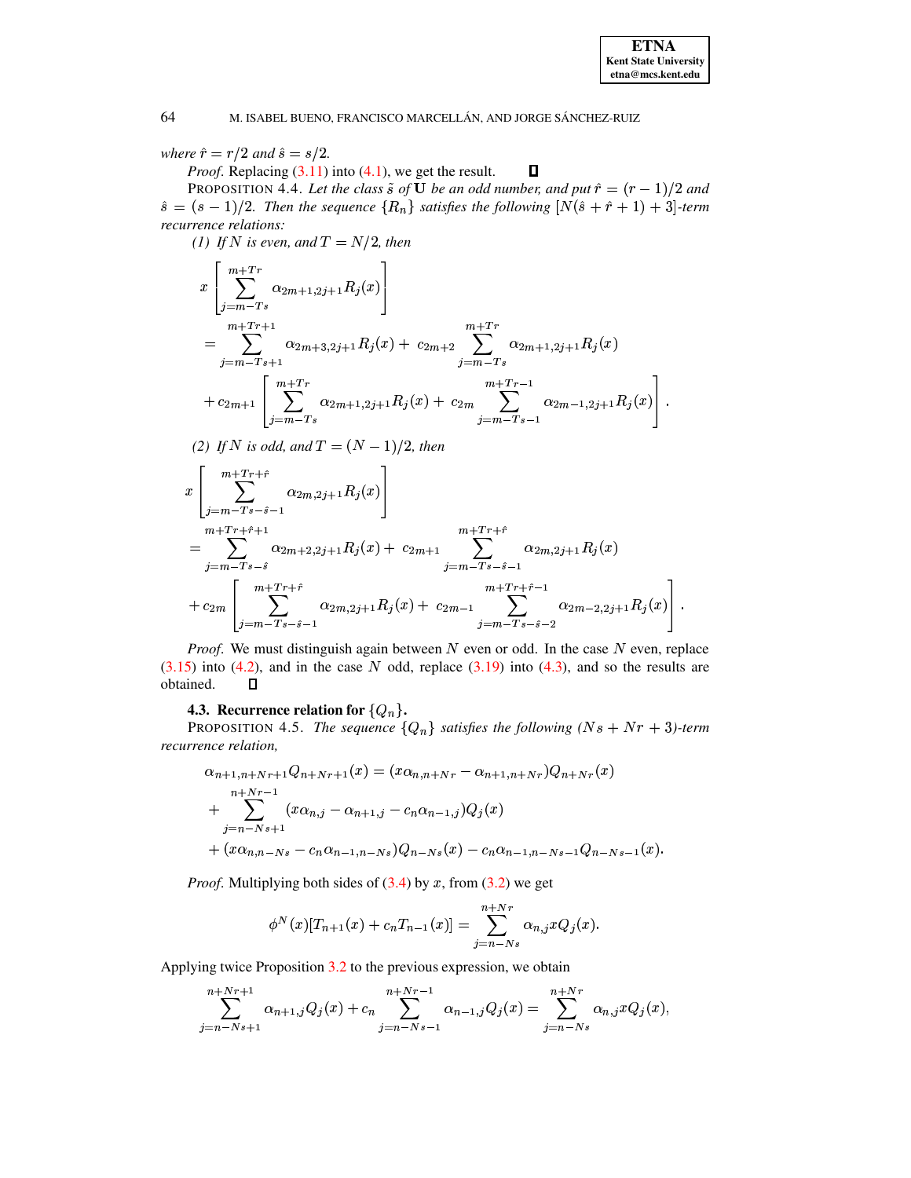*where* $\hat{r} = r/2$ *and* $\hat{s} = s/2$.

*Proof*. Replacing (3.11) into (4.1), we get the result. ∎

PROPOSITION 4.4. *Let the class* $\tilde{s}$ *of* $\mathbf{U}$ *be an odd number, and put* $\hat{r} = (r-1)/2$ *and* $\hat{s} = (s-1)/2$. *Then the sequence* $\{R_n\}$ *satisfies the following* $[N(\hat{s}+\hat{r}+1)+3]$*-term recurrence relations:*

*(1) If* $N$ *is even, and* $T = N/2$, *then*

$$
\begin{aligned}
&x\left[\sum_{j=m-Ts}^{m+Tr} \alpha_{2m+1,2j+1} R_j(x)\right] \\
&= \sum_{j=m-Ts+1}^{m+Tr+1} \alpha_{2m+3,2j+1} R_j(x) + \; c_{2m+2} \sum_{j=m-Ts}^{m+Tr} \alpha_{2m+1,2j+1} R_j(x) \\
&+ c_{2m+1}\left[\sum_{j=m-Ts}^{m+Tr} \alpha_{2m+1,2j+1} R_j(x) + \; c_{2m} \sum_{j=m-Ts-1}^{m+Tr-1} \alpha_{2m-1,2j+1} R_j(x)\right].
\end{aligned}
$$

*(2) If* $N$ *is odd, and* $T = (N-1)/2$, *then*

$$
\begin{aligned}
&x\left[\sum_{j=m-Ts-\hat{s}-1}^{m+Tr+\hat{r}} \alpha_{2m,2j+1} R_j(x)\right] \\
&= \sum_{j=m-Ts-\hat{s}}^{m+Tr+\hat{r}+1} \alpha_{2m+2,2j+1} R_j(x) + \; c_{2m+1} \sum_{j=m-Ts-\hat{s}-1}^{m+Tr+\hat{r}} \alpha_{2m,2j+1} R_j(x) \\
&+ c_{2m}\left[\sum_{j=m-Ts-\hat{s}-1}^{m+Tr+\hat{r}} \alpha_{2m,2j+1} R_j(x) + \; c_{2m-1} \sum_{j=m-Ts-\hat{s}-2}^{m+Tr+\hat{r}-1} \alpha_{2m-2,2j+1} R_j(x)\right].
\end{aligned}
$$

*Proof*. We must distinguish again between $N$ even or odd. In the case $N$ even, replace (3.15) into (4.2), and in the case $N$ odd, replace (3.19) into (4.3), and so the results are obtained. ∎

### 4.3. Recurrence relation for $\{Q_n\}$.

PROPOSITION 4.5. *The sequence* $\{Q_n\}$ *satisfies the following* $(Ns + Nr + 3)$*-term recurrence relation,*

$$
\begin{aligned}
&\alpha_{n+1,n+Nr+1} Q_{n+Nr+1}(x) = (x\alpha_{n,n+Nr} - \alpha_{n+1,n+Nr}) Q_{n+Nr}(x) \\
&+ \sum_{j=n-Ns+1}^{n+Nr-1} (x\alpha_{n,j} - \alpha_{n+1,j} - c_n \alpha_{n-1,j}) Q_j(x) \\
&+ (x\alpha_{n,n-Ns} - c_n \alpha_{n-1,n-Ns}) Q_{n-Ns}(x) - c_n \alpha_{n-1,n-Ns-1} Q_{n-Ns-1}(x).
\end{aligned}
$$

*Proof*. Multiplying both sides of (3.4) by $x$, from (3.2) we get

$$
\phi^N(x)[T_{n+1}(x) + c_n T_{n-1}(x)] = \sum_{j=n-Ns}^{n+Nr} \alpha_{n,j} x Q_j(x).
$$

Applying twice Proposition 3.2 to the previous expression, we obtain

$$
\sum_{j=n-Ns+1}^{n+Nr+1} \alpha_{n+1,j} Q_j(x) + c_n \sum_{j=n-Ns-1}^{n+Nr-1} \alpha_{n-1,j} Q_j(x) = \sum_{j=n-Ns}^{n+Nr} \alpha_{n,j} x Q_j(x),
$$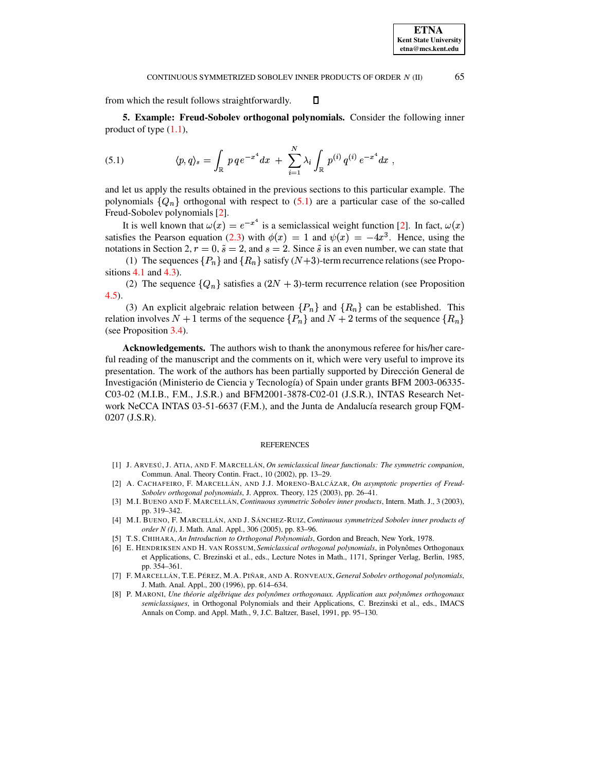from which the result follows straightforwardly. ∎

**5. Example: Freud-Sobolev orthogonal polynomials.** Consider the following inner product of type (1.1),

$$\langle p, q\rangle_s = \int_{\mathbb{R}} p\, q\, e^{-x^4} dx \;+\; \sum_{i=1}^{N} \lambda_i \int_{\mathbb{R}} p^{(i)}\, q^{(i)}\, e^{-x^4} dx \;, \tag{5.1}$$

and let us apply the results obtained in the previous sections to this particular example. The polynomials $\{Q_n\}$ orthogonal with respect to (5.1) are a particular case of the so-called Freud-Sobolev polynomials [2].

It is well known that $\omega(x) = e^{-x^4}$ is a semiclassical weight function [2]. In fact, $\omega(x)$ satisfies the Pearson equation (2.3) with $\phi(x) = 1$ and $\psi(x) = -4x^3$. Hence, using the notations in Section 2, $r = 0$, $\tilde{s} = 2$, and $s = 2$. Since $\tilde{s}$ is an even number, we can state that

(1) The sequences $\{P_n\}$ and $\{R_n\}$ satisfy $(N+3)$-term recurrence relations (see Propositions 4.1 and 4.3).

(2) The sequence $\{Q_n\}$ satisfies a $(2N+3)$-term recurrence relation (see Proposition 4.5).

(3) An explicit algebraic relation between $\{P_n\}$ and $\{R_n\}$ can be established. This relation involves $N+1$ terms of the sequence $\{P_n\}$ and $N+2$ terms of the sequence $\{R_n\}$ (see Proposition 3.4).

**Acknowledgements.** The authors wish to thank the anonymous referee for his/her careful reading of the manuscript and the comments on it, which were very useful to improve its presentation. The work of the authors has been partially supported by Dirección General de Investigación (Ministerio de Ciencia y Tecnología) of Spain under grants BFM 2003-06335-C03-02 (M.I.B., F.M., J.S.R.) and BFM2001-3878-C02-01 (J.S.R.), INTAS Research Network NeCCA INTAS 03-51-6637 (F.M.), and the Junta de Andalucía research group FQM-0207 (J.S.R).

## REFERENCES

[1] J. Arvesú, J. Atia, and F. Marcellán, *On semiclassical linear functionals: The symmetric companion*, Commun. Anal. Theory Contin. Fract., 10 (2002), pp. 13–29.

[2] A. Cachafeiro, F. Marcellán, and J.J. Moreno-Balcázar, *On asymptotic properties of Freud-Sobolev orthogonal polynomials*, J. Approx. Theory, 125 (2003), pp. 26–41.

[3] M.I. Bueno and F. Marcellán, *Continuous symmetric Sobolev inner products*, Intern. Math. J., 3 (2003), pp. 319–342.

[4] M.I. Bueno, F. Marcellán, and J. Sánchez-Ruiz, *Continuous symmetrized Sobolev inner products of order N (I)*, J. Math. Anal. Appl., 306 (2005), pp. 83–96.

[5] T.S. Chihara, *An Introduction to Orthogonal Polynomials*, Gordon and Breach, New York, 1978.

[6] E. Hendriksen and H. van Rossum, *Semiclassical orthogonal polynomials*, in Polynômes Orthogonaux et Applications, C. Brezinski et al., eds., Lecture Notes in Math., 1171, Springer Verlag, Berlin, 1985, pp. 354–361.

[7] F. Marcellán, T.E. Pérez, M.A. Piñar, and A. Ronveaux, *General Sobolev orthogonal polynomials*, J. Math. Anal. Appl., 200 (1996), pp. 614–634.

[8] P. Maroni, *Une théorie algébrique des polynômes orthogonaux. Application aux polynômes orthogonaux semiclassiques*, in Orthogonal Polynomials and their Applications, C. Brezinski et al., eds., IMACS Annals on Comp. and Appl. Math., 9, J.C. Baltzer, Basel, 1991, pp. 95–130.